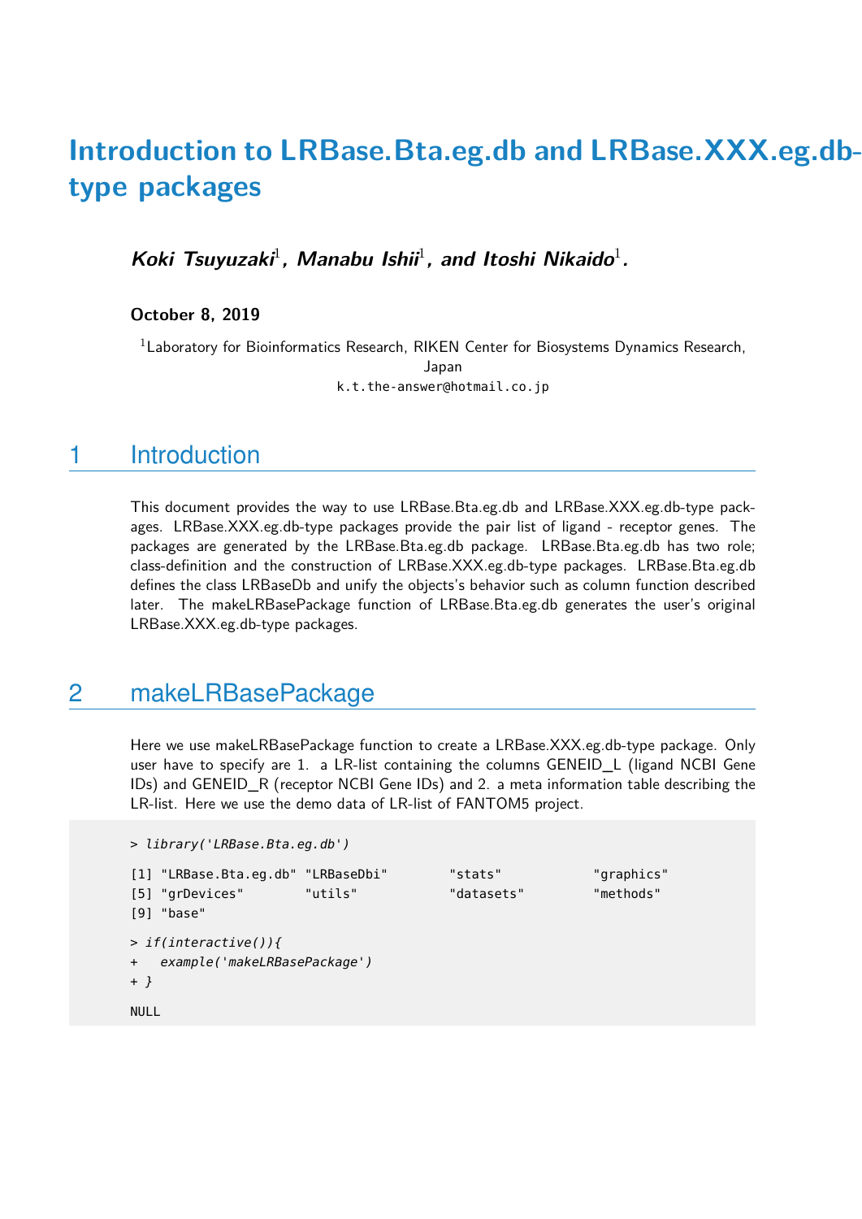# Introduction to LRBase.Bta.eg.db and LRBase.XXX.eg.db-type packages

***Koki Tsuyuzaki*[1]*, Manabu Ishii*[1]*, and Itoshi Nikaido*[1]*.***

**October 8, 2019**

[1]Laboratory for Bioinformatics Research, RIKEN Center for Biosystems Dynamics Research, Japan
k.t.the-answer@hotmail.co.jp

## 1 Introduction

This document provides the way to use LRBase.Bta.eg.db and LRBase.XXX.eg.db-type packages. LRBase.XXX.eg.db-type packages provide the pair list of ligand - receptor genes. The packages are generated by the LRBase.Bta.eg.db package. LRBase.Bta.eg.db has two role; class-definition and the construction of LRBase.XXX.eg.db-type packages. LRBase.Bta.eg.db defines the class LRBaseDb and unify the objects's behavior such as column function described later. The makeLRBasePackage function of LRBase.Bta.eg.db generates the user's original LRBase.XXX.eg.db-type packages.

## 2 makeLRBasePackage

Here we use makeLRBasePackage function to create a LRBase.XXX.eg.db-type package. Only user have to specify are 1. a LR-list containing the columns GENEID_L (ligand NCBI Gene IDs) and GENEID_R (receptor NCBI Gene IDs) and 2. a meta information table describing the LR-list. Here we use the demo data of LR-list of FANTOM5 project.

```
> library('LRBase.Bta.eg.db')

[1] "LRBase.Bta.eg.db" "LRBaseDbi"        "stats"            "graphics"
[5] "grDevices"        "utils"            "datasets"         "methods"
[9] "base"

> if(interactive()){
+   example('makeLRBasePackage')
+ }

NULL
```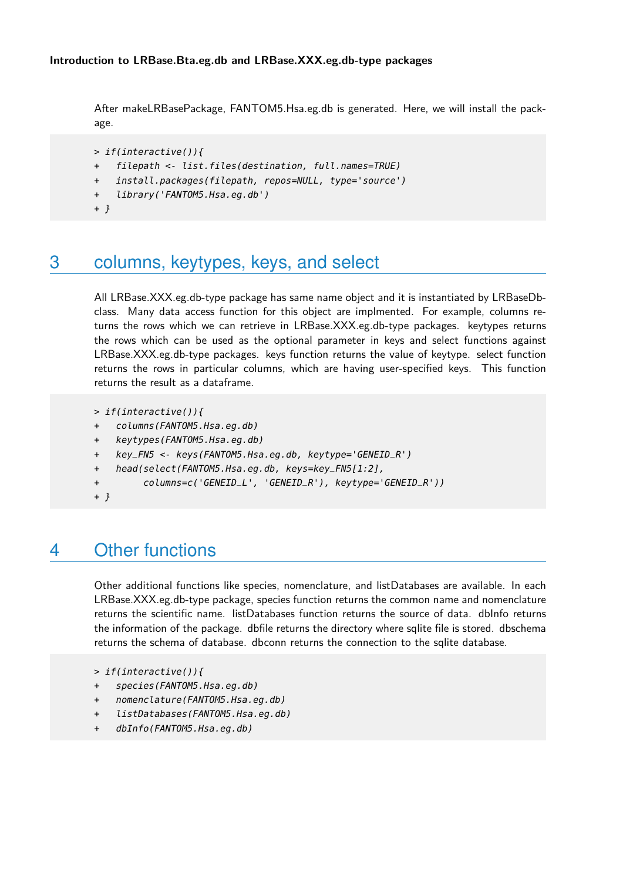After makeLRBasePackage, FANTOM5.Hsa.eg.db is generated. Here, we will install the package.

```
> if(interactive()){
+   filepath <- list.files(destination, full.names=TRUE)
+   install.packages(filepath, repos=NULL, type='source')
+   library('FANTOM5.Hsa.eg.db')
+ }
```

# 3 columns, keytypes, keys, and select

All LRBase.XXX.eg.db-type package has same name object and it is instantiated by LRBaseDb-class. Many data access function for this object are implmented. For example, columns returns the rows which we can retrieve in LRBase.XXX.eg.db-type packages. keytypes returns the rows which can be used as the optional parameter in keys and select functions against LRBase.XXX.eg.db-type packages. keys function returns the value of keytype. select function returns the rows in particular columns, which are having user-specified keys. This function returns the result as a dataframe.

```
> if(interactive()){
+   columns(FANTOM5.Hsa.eg.db)
+   keytypes(FANTOM5.Hsa.eg.db)
+   key_FN5 <- keys(FANTOM5.Hsa.eg.db, keytype='GENEID_R')
+   head(select(FANTOM5.Hsa.eg.db, keys=key_FN5[1:2],
+        columns=c('GENEID_L', 'GENEID_R'), keytype='GENEID_R'))
+ }
```

# 4 Other functions

Other additional functions like species, nomenclature, and listDatabases are available. In each LRBase.XXX.eg.db-type package, species function returns the common name and nomenclature returns the scientific name. listDatabases function returns the source of data. dbInfo returns the information of the package. dbfile returns the directory where sqlite file is stored. dbschema returns the schema of database. dbconn returns the connection to the sqlite database.

```
> if(interactive()){
+   species(FANTOM5.Hsa.eg.db)
+   nomenclature(FANTOM5.Hsa.eg.db)
+   listDatabases(FANTOM5.Hsa.eg.db)
+   dbInfo(FANTOM5.Hsa.eg.db)
```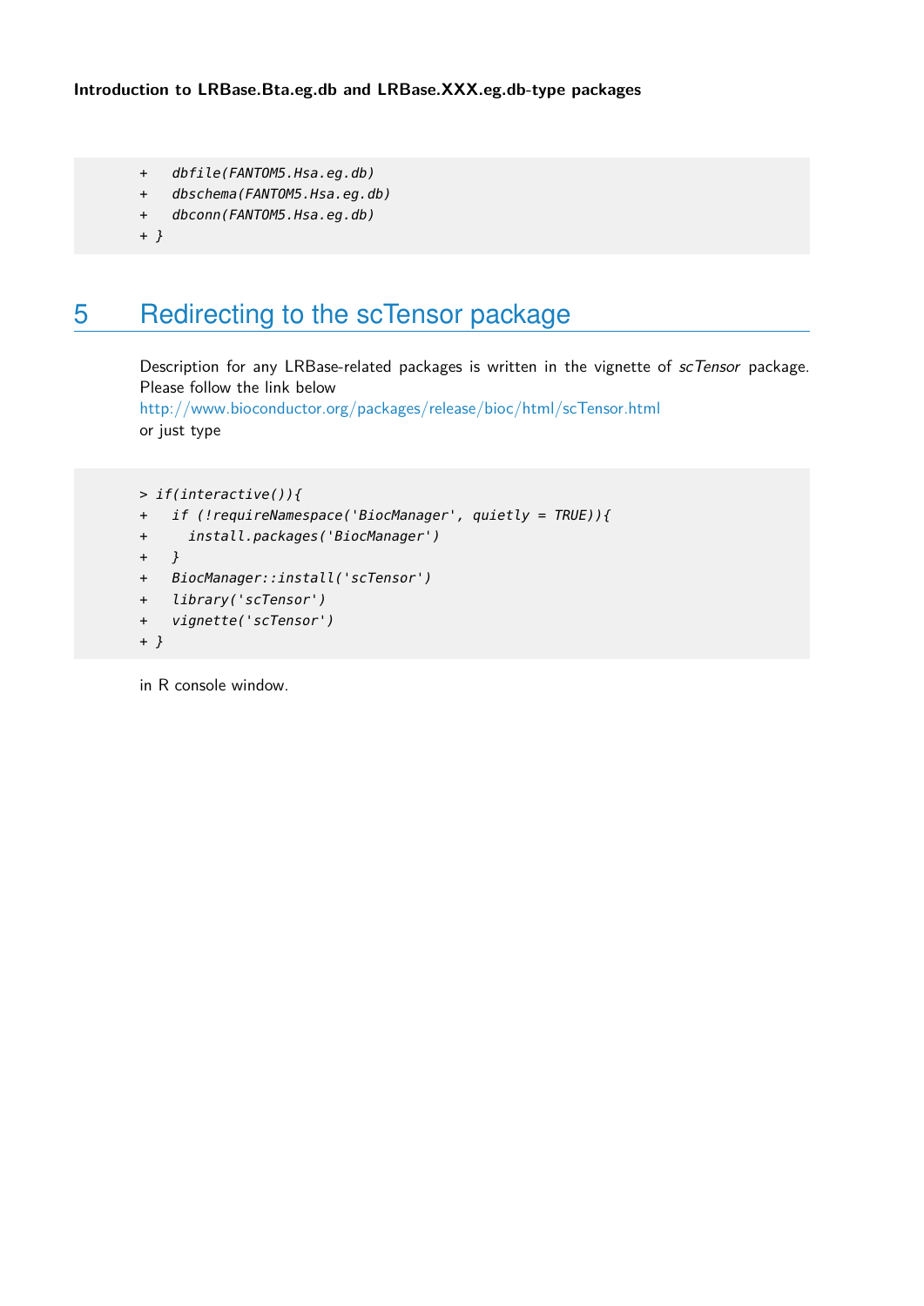```
+   dbfile(FANTOM5.Hsa.eg.db)
+   dbschema(FANTOM5.Hsa.eg.db)
+   dbconn(FANTOM5.Hsa.eg.db)
+ }
```

## 5 Redirecting to the scTensor package

Description for any LRBase-related packages is written in the vignette of *scTensor* package. Please follow the link below
http://www.bioconductor.org/packages/release/bioc/html/scTensor.html
or just type

```
> if(interactive()){
+   if (!requireNamespace('BiocManager', quietly = TRUE)){
+     install.packages('BiocManager')
+   }
+   BiocManager::install('scTensor')
+   library('scTensor')
+   vignette('scTensor')
+ }
```

in R console window.